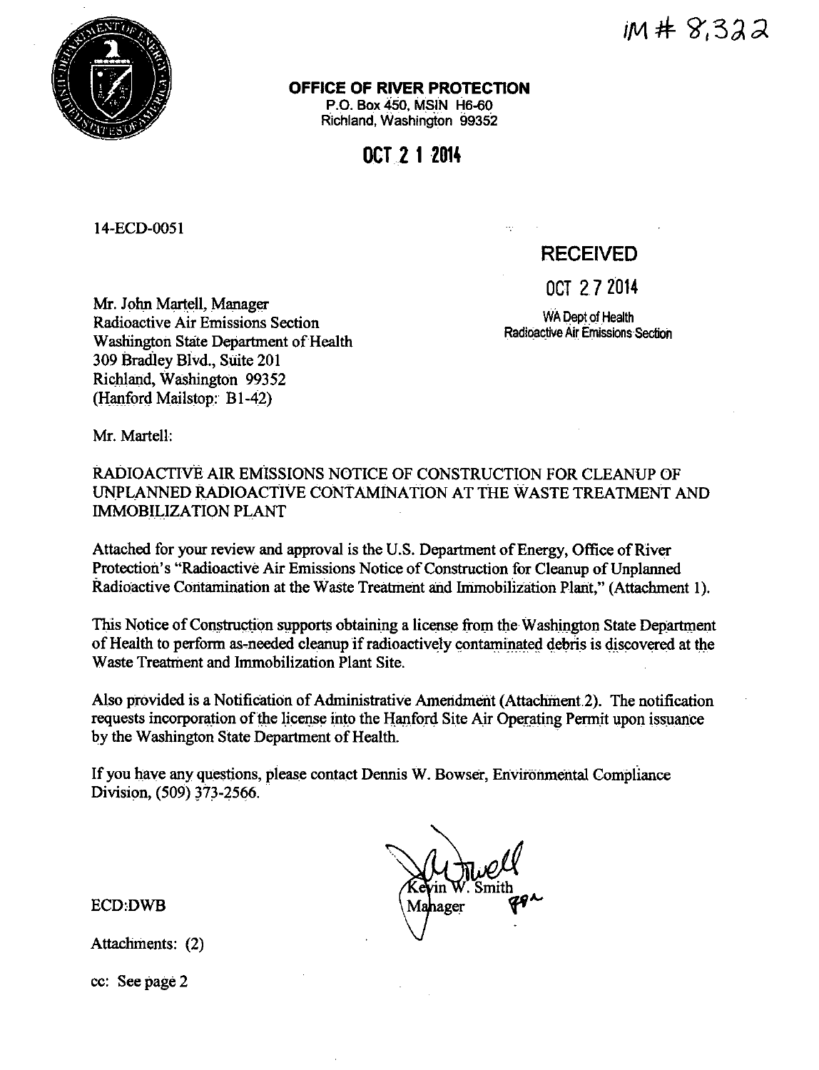IM # 8,322

**OFFICE OF RIVER PROTECTION**
P.O. Box 450, MSIN H6-60
Richland, Washington 99352

**OCT 2 1 2014**

14-ECD-0051

**RECEIVED**

**OCT 2 7 2014**

WA Dept of Health
Radioactive Air Emissions Section

Mr. John Martell, Manager
Radioactive Air Emissions Section
Washington State Department of Health
309 Bradley Blvd., Suite 201
Richland, Washington 99352
(Hanford Mailstop: B1-42)

Mr. Martell:

RADIOACTIVE AIR EMISSIONS NOTICE OF CONSTRUCTION FOR CLEANUP OF UNPLANNED RADIOACTIVE CONTAMINATION AT THE WASTE TREATMENT AND IMMOBILIZATION PLANT

Attached for your review and approval is the U.S. Department of Energy, Office of River Protection's "Radioactive Air Emissions Notice of Construction for Cleanup of Unplanned Radioactive Contamination at the Waste Treatment and Immobilization Plant," (Attachment 1).

This Notice of Construction supports obtaining a license from the Washington State Department of Health to perform as-needed cleanup if radioactively contaminated debris is discovered at the Waste Treatment and Immobilization Plant Site.

Also provided is a Notification of Administrative Amendment (Attachment 2). The notification requests incorporation of the license into the Hanford Site Air Operating Permit upon issuance by the Washington State Department of Health.

If you have any questions, please contact Dennis W. Bowser, Environmental Compliance Division, (509) 373-2566.

Kevin W. Smith
Manager

ECD:DWB

Attachments: (2)

cc: See page 2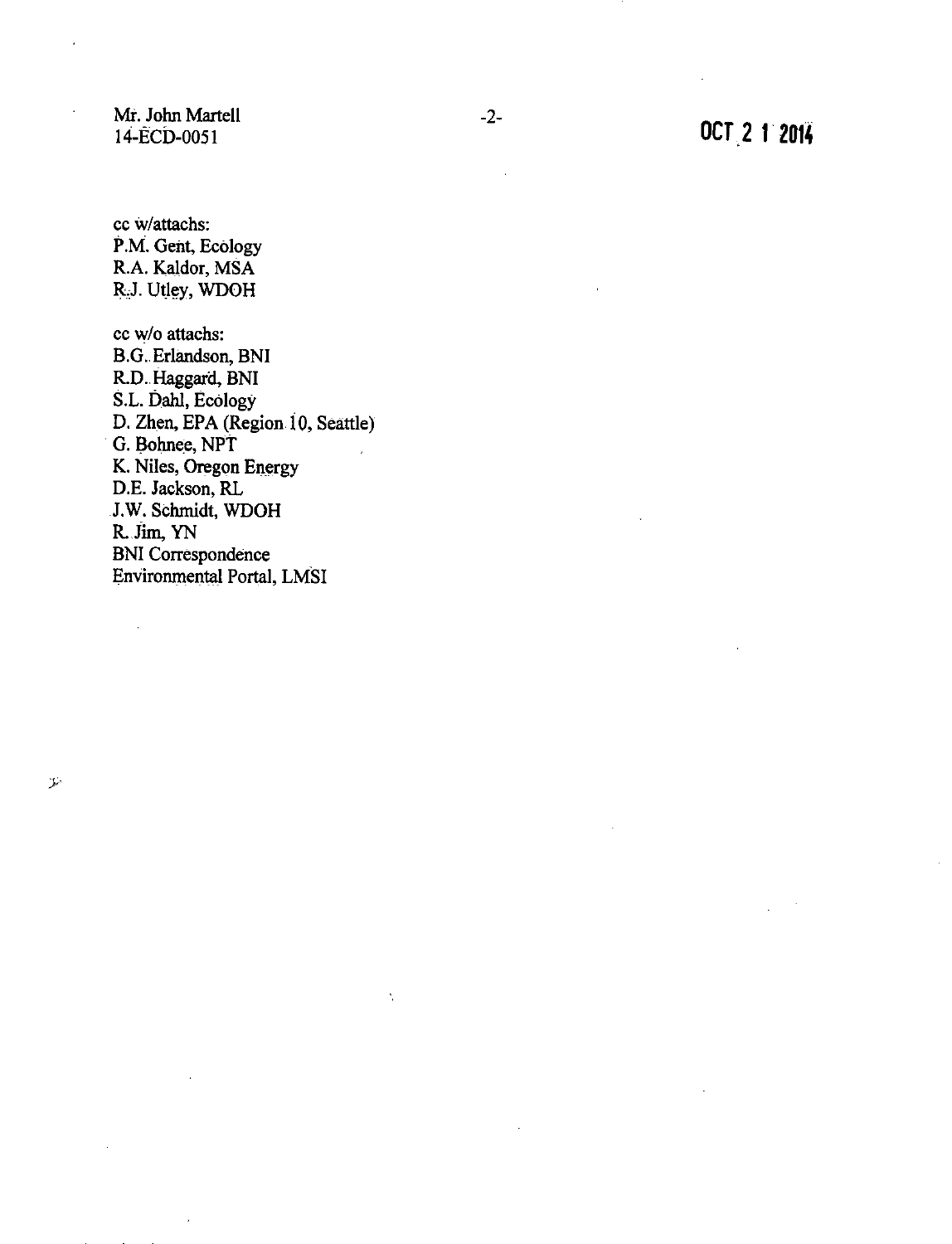cc w/attachs:
P.M. Gent, Ecology
R.A. Kaldor, MSA
R.J. Utley, WDOH

cc w/o attachs:
B.G. Erlandson, BNI
R.D. Haggard, BNI
S.L. Dahl, Ecology
D. Zhen, EPA (Region 10, Seattle)
G. Bohnee, NPT
K. Niles, Oregon Energy
D.E. Jackson, RL
J.W. Schmidt, WDOH
R. Jim, YN
BNI Correspondence
Environmental Portal, LMSI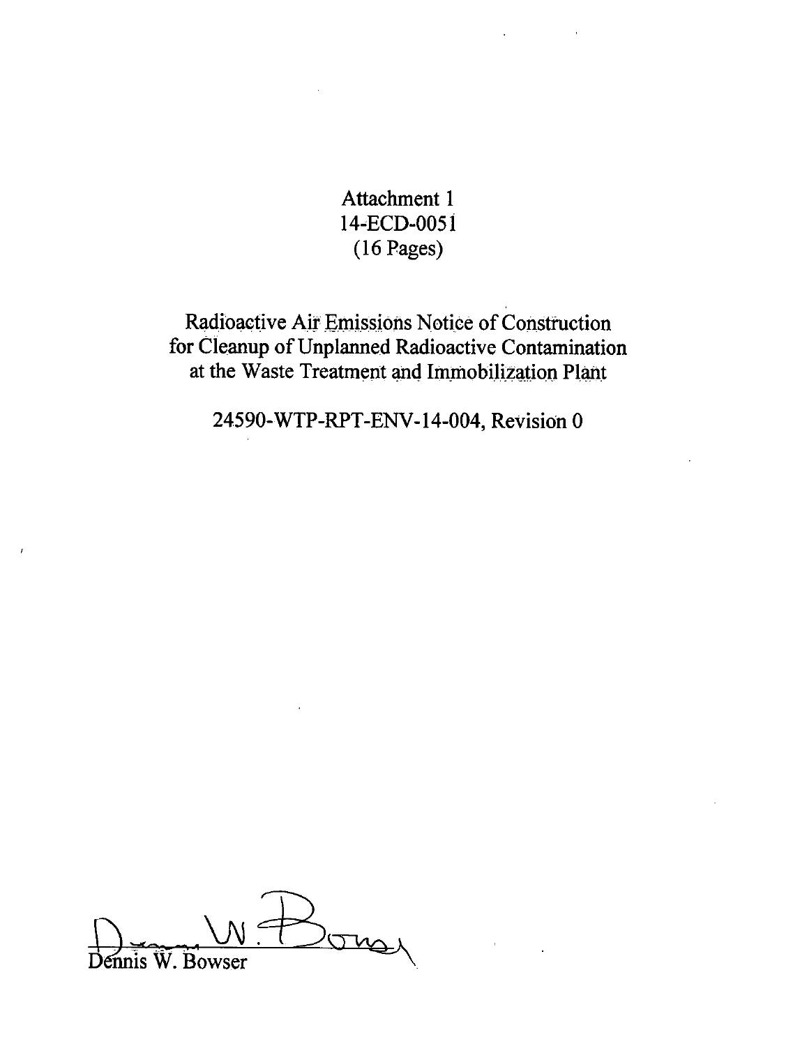Attachment 1
14-ECD-0051
(16 Pages)

Radioactive Air Emissions Notice of Construction
for Cleanup of Unplanned Radioactive Contamination
at the Waste Treatment and Immobilization Plant

24590-WTP-RPT-ENV-14-004, Revision 0

Dennis W. Bowser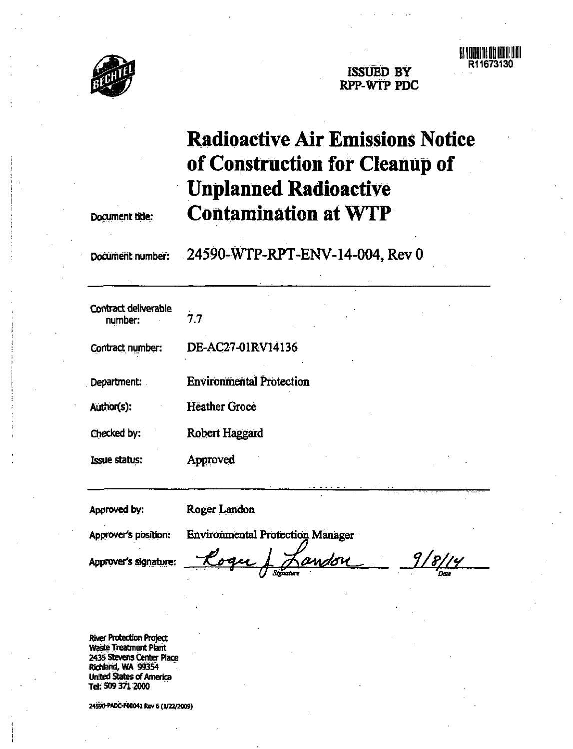ISSUED BY
RPP-WTP PDC

R11673130

Document title:

# Radioactive Air Emissions Notice of Construction for Cleanup of Unplanned Radioactive Contamination at WTP

Document number: 24590-WTP-RPT-ENV-14-004, Rev 0

| | |
|---|---|
| Contract deliverable number: | 7.7 |
| Contract number: | DE-AC27-01RV14136 |
| Department: | Environmental Protection |
| Author(s): | Heather Groce |
| Checked by: | Robert Haggard |
| Issue status: | Approved |

| | |
|---|---|
| Approved by: | Roger Landon |
| Approver's position: | Environmental Protection Manager |
| Approver's signature: | Roger J Landon (Signature) 9/8/14 (Date) |

River Protection Project
Waste Treatment Plant
2435 Stevens Center Place
Richland, WA 99354
United States of America
Tel: 509 371 2000

24590-PADC-F00041 Rev 6 (1/22/2009)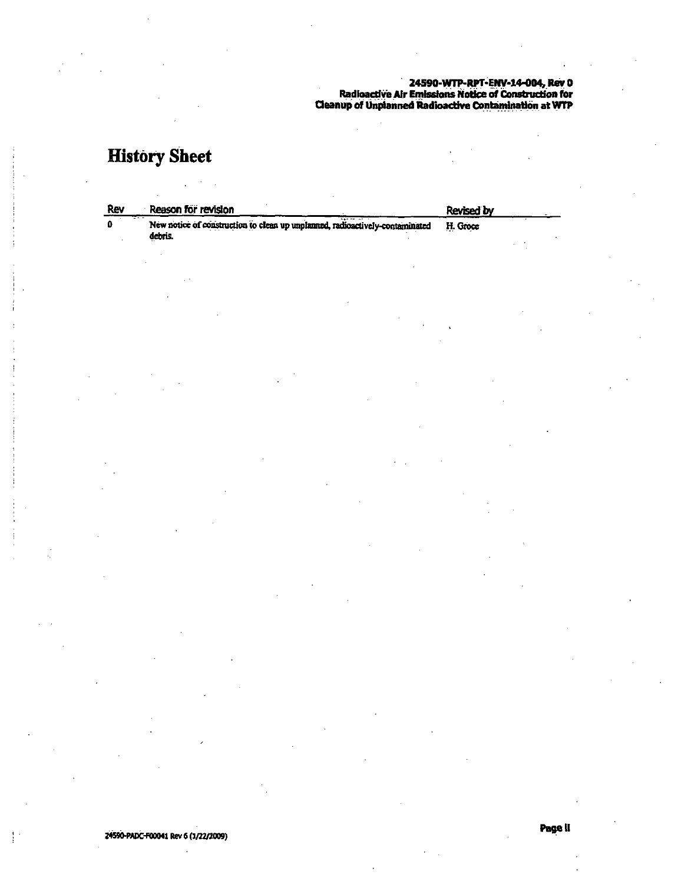# History Sheet

| Rev | Reason for revision | Revised by |
|---|---|---|
| 0 | New notice of construction to clean up unplanned, radioactively-contaminated debris. | H. Groce |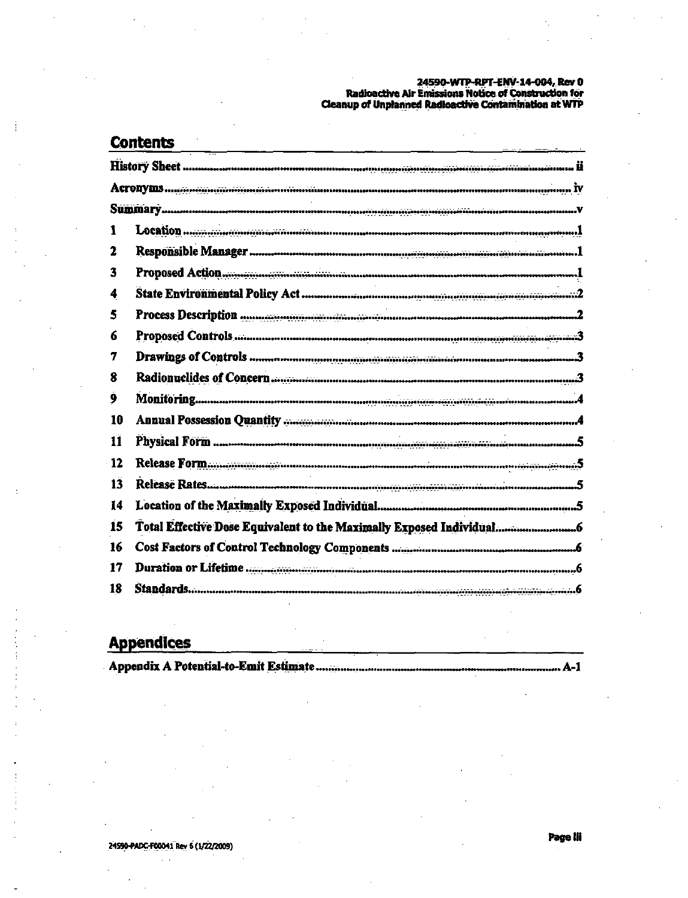## Contents

| | | |
|---|---|---|
| History Sheet | | ii |
| Acronyms | | iv |
| Summary | | v |
| 1 | Location | 1 |
| 2 | Responsible Manager | 1 |
| 3 | Proposed Action | 1 |
| 4 | State Environmental Policy Act | 2 |
| 5 | Process Description | 2 |
| 6 | Proposed Controls | 3 |
| 7 | Drawings of Controls | 3 |
| 8 | Radionuclides of Concern | 3 |
| 9 | Monitoring | 4 |
| 10 | Annual Possession Quantity | 4 |
| 11 | Physical Form | 5 |
| 12 | Release Form | 5 |
| 13 | Release Rates | 5 |
| 14 | Location of the Maximally Exposed Individual | 5 |
| 15 | Total Effective Dose Equivalent to the Maximally Exposed Individual | 6 |
| 16 | Cost Factors of Control Technology Components | 6 |
| 17 | Duration or Lifetime | 6 |
| 18 | Standards | 6 |

## Appendices

| | |
|---|---|
| Appendix A Potential-to-Emit Estimate | A-1 |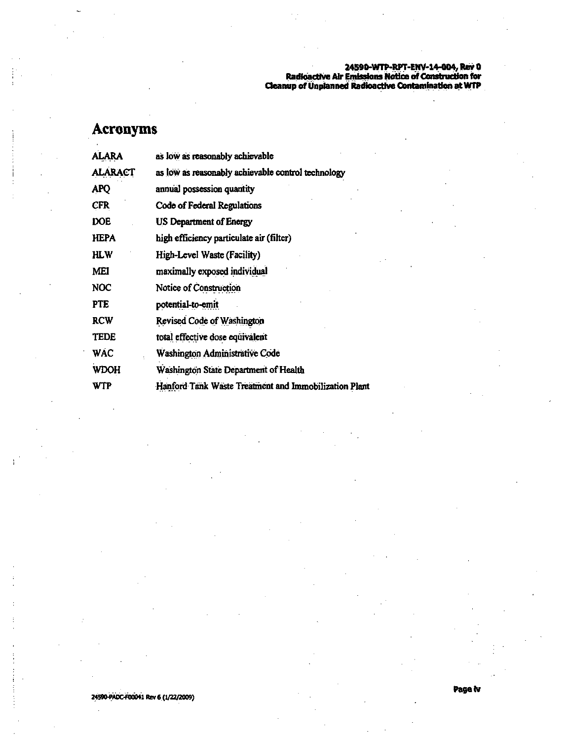# Acronyms

| | |
|---|---|
| ALARA | as low as reasonably achievable |
| ALARACT | as low as reasonably achievable control technology |
| APQ | annual possession quantity |
| CFR | Code of Federal Regulations |
| DOE | US Department of Energy |
| HEPA | high efficiency particulate air (filter) |
| HLW | High-Level Waste (Facility) |
| MEI | maximally exposed individual |
| NOC | Notice of Construction |
| PTE | potential-to-emit |
| RCW | Revised Code of Washington |
| TEDE | total effective dose equivalent |
| WAC | Washington Administrative Code |
| WDOH | Washington State Department of Health |
| WTP | Hanford Tank Waste Treatment and Immobilization Plant |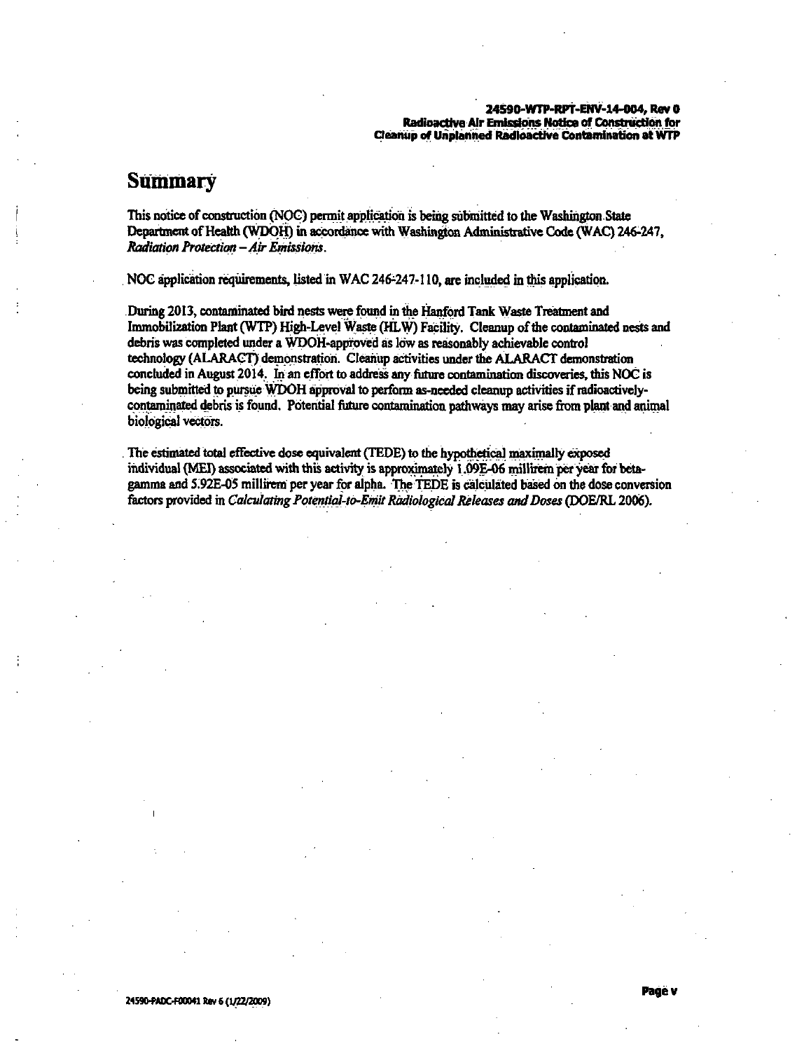# Summary

This notice of construction (NOC) permit application is being submitted to the Washington State Department of Health (WDOH) in accordance with Washington Administrative Code (WAC) 246-247, *Radiation Protection – Air Emissions*.

NOC application requirements, listed in WAC 246-247-110, are included in this application.

During 2013, contaminated bird nests were found in the Hanford Tank Waste Treatment and Immobilization Plant (WTP) High-Level Waste (HLW) Facility. Cleanup of the contaminated nests and debris was completed under a WDOH-approved as low as reasonably achievable control technology (ALARACT) demonstration. Cleanup activities under the ALARACT demonstration concluded in August 2014. In an effort to address any future contamination discoveries, this NOC is being submitted to pursue WDOH approval to perform as-needed cleanup activities if radioactively-contaminated debris is found. Potential future contamination pathways may arise from plant and animal biological vectors.

The estimated total effective dose equivalent (TEDE) to the hypothetical maximally exposed individual (MEI) associated with this activity is approximately 1.09E-06 millirem per year for beta-gamma and 5.92E-05 millirem per year for alpha. The TEDE is calculated based on the dose conversion factors provided in *Calculating Potential-to-Emit Radiological Releases and Doses* (DOE/RL 2006).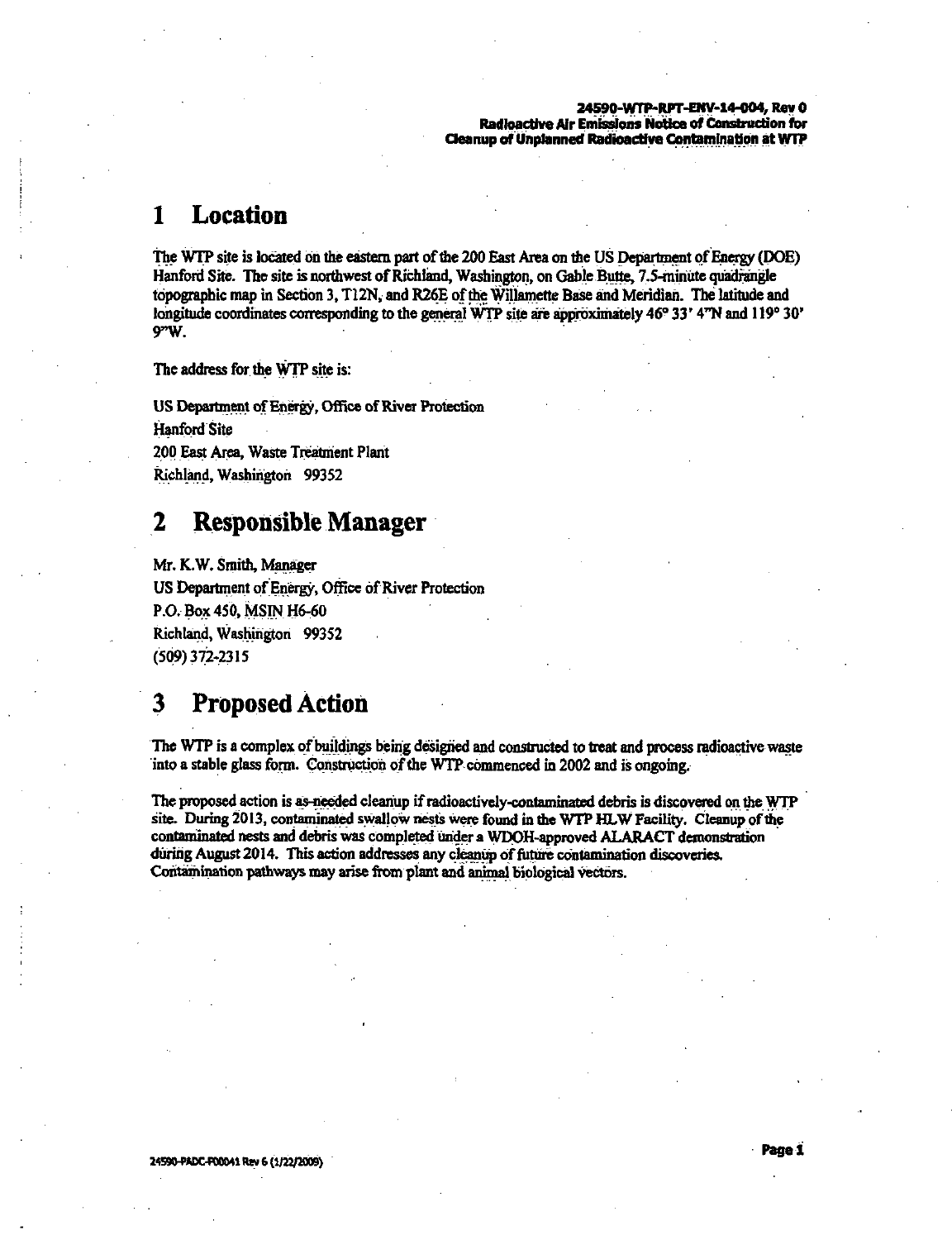# 1 Location

The WTP site is located on the eastern part of the 200 East Area on the US Department of Energy (DOE) Hanford Site. The site is northwest of Richland, Washington, on Gable Butte, 7.5-minute quadrangle topographic map in Section 3, T12N, and R26E of the Willamette Base and Meridian. The latitude and longitude coordinates corresponding to the general WTP site are approximately 46° 33' 4"N and 119° 30' 9"W.

The address for the WTP site is:

US Department of Energy, Office of River Protection
Hanford Site
200 East Area, Waste Treatment Plant
Richland, Washington 99352

# 2 Responsible Manager

Mr. K.W. Smith, Manager
US Department of Energy, Office of River Protection
P.O. Box 450, MSIN H6-60
Richland, Washington 99352
(509) 372-2315

# 3 Proposed Action

The WTP is a complex of buildings being designed and constructed to treat and process radioactive waste into a stable glass form. Construction of the WTP commenced in 2002 and is ongoing.

The proposed action is as-needed cleanup if radioactively-contaminated debris is discovered on the WTP site. During 2013, contaminated swallow nests were found in the WTP HLW Facility. Cleanup of the contaminated nests and debris was completed under a WDOH-approved ALARACT demonstration during August 2014. This action addresses any cleanup of future contamination discoveries. Contamination pathways may arise from plant and animal biological vectors.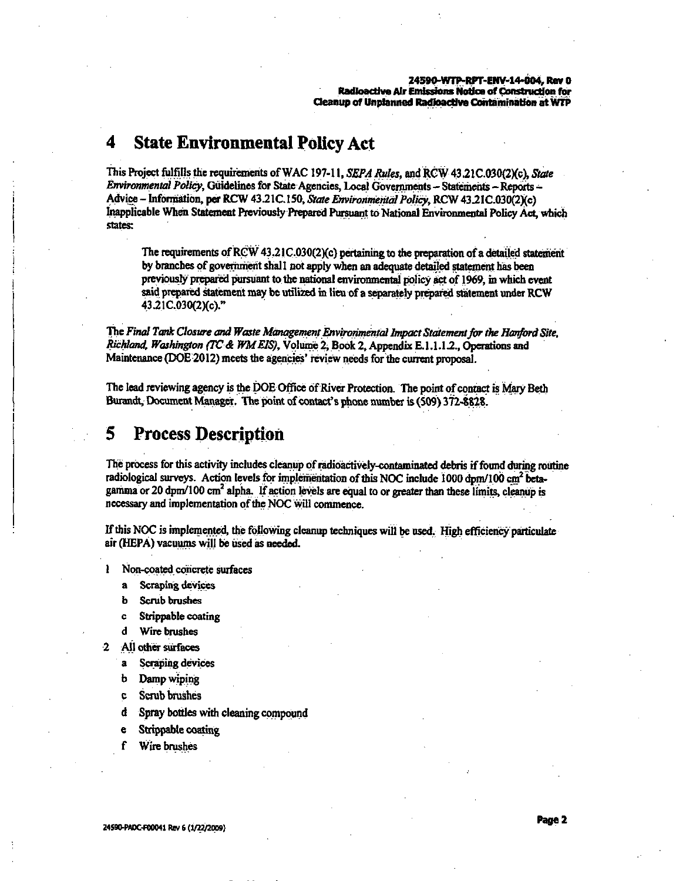# 4 State Environmental Policy Act

This Project fulfills the requirements of WAC 197-11, *SEPA Rules*, and RCW 43.21C.030(2)(c), *State Environmental Policy*, Guidelines for State Agencies, Local Governments – Statements – Reports – Advice – Information, per RCW 43.21C.150, *State Environmental Policy*, RCW 43.21C.030(2)(c) Inapplicable When Statement Previously Prepared Pursuant to National Environmental Policy Act, which states:

> The requirements of RCW 43.21C.030(2)(c) pertaining to the preparation of a detailed statement by branches of government shall not apply when an adequate detailed statement has been previously prepared pursuant to the national environmental policy act of 1969, in which event said prepared statement may be utilized in lieu of a separately prepared statement under RCW 43.21C.030(2)(c)."

The *Final Tank Closure and Waste Management Environmental Impact Statement for the Hanford Site, Richland, Washington (TC & WM EIS)*, Volume 2, Book 2, Appendix E.1.1.1.2., Operations and Maintenance (DOE 2012) meets the agencies' review needs for the current proposal.

The lead reviewing agency is the DOE Office of River Protection. The point of contact is Mary Beth Burandt, Document Manager. The point of contact's phone number is (509) 372-8828.

# 5 Process Description

The process for this activity includes cleanup of radioactively-contaminated debris if found during routine radiological surveys. Action levels for implementation of this NOC include 1000 dpm/100 $cm^2$ beta-gamma or 20 dpm/100 $cm^2$ alpha. If action levels are equal to or greater than these limits, cleanup is necessary and implementation of the NOC will commence.

If this NOC is implemented, the following cleanup techniques will be used. High efficiency particulate air (HEPA) vacuums will be used as needed.

1. Non-coated concrete surfaces
   - a. Scraping devices
   - b. Scrub brushes
   - c. Strippable coating
   - d. Wire brushes
2. All other surfaces
   - a. Scraping devices
   - b. Damp wiping
   - c. Scrub brushes
   - d. Spray bottles with cleaning compound
   - e. Strippable coating
   - f. Wire brushes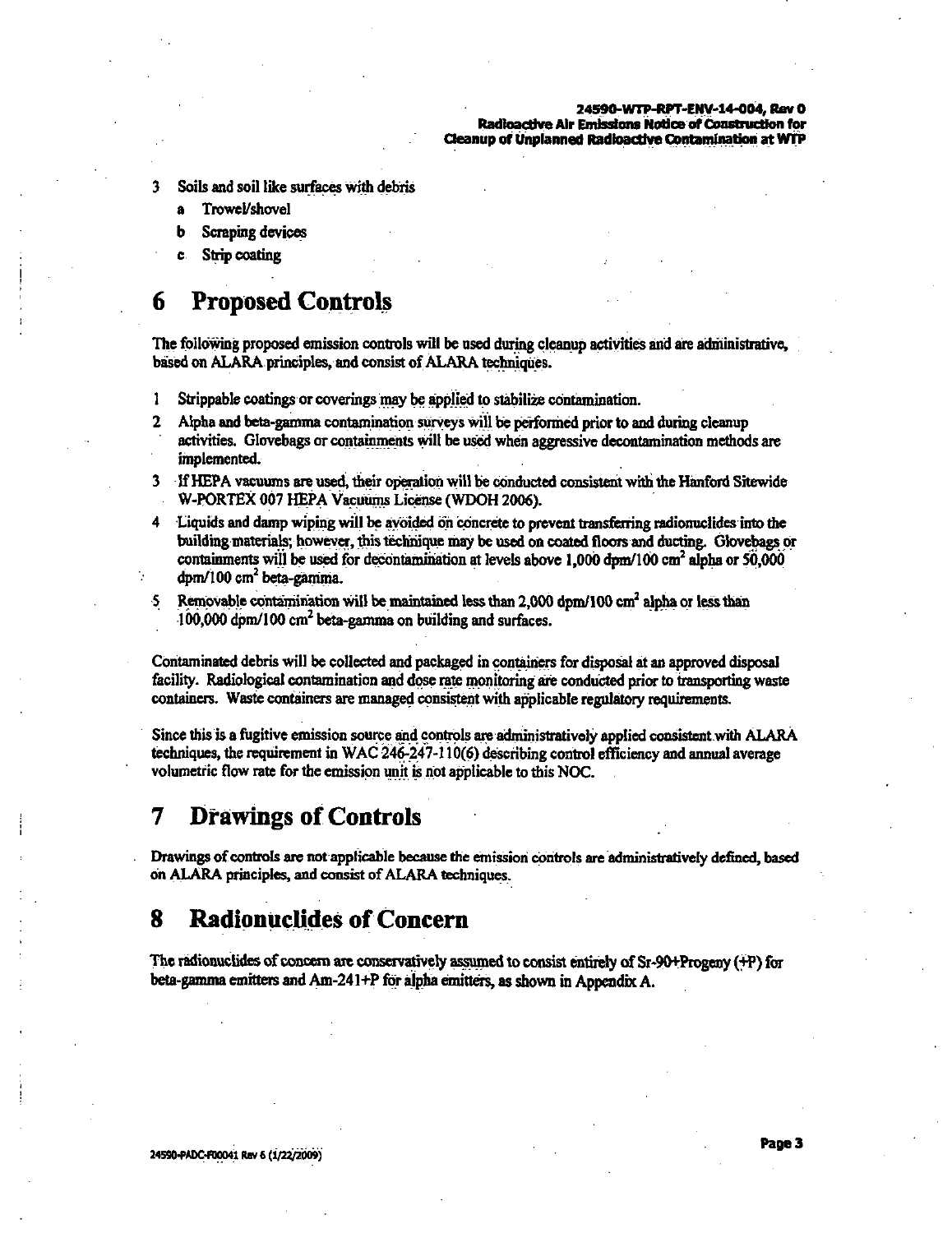3 Soils and soil like surfaces with debris
   a Trowel/shovel
   b Scraping devices
   c Strip coating

# 6 Proposed Controls

The following proposed emission controls will be used during cleanup activities and are administrative, based on ALARA principles, and consist of ALARA techniques.

1 Strippable coatings or coverings may be applied to stabilize contamination.
2 Alpha and beta-gamma contamination surveys will be performed prior to and during cleanup activities. Glovebags or containments will be used when aggressive decontamination methods are implemented.
3 If HEPA vacuums are used, their operation will be conducted consistent with the Hanford Sitewide W-PORTEX 007 HEPA Vacuums License (WDOH 2006).
4 Liquids and damp wiping will be avoided on concrete to prevent transferring radionuclides into the building materials; however, this technique may be used on coated floors and ducting. Glovebags or containments will be used for decontamination at levels above 1,000 dpm/100 $cm^2$ alpha or 50,000 dpm/100 $cm^2$ beta-gamma.
5 Removable contamination will be maintained less than 2,000 dpm/100 $cm^2$ alpha or less than 100,000 dpm/100 $cm^2$ beta-gamma on building and surfaces.

Contaminated debris will be collected and packaged in containers for disposal at an approved disposal facility. Radiological contamination and dose rate monitoring are conducted prior to transporting waste containers. Waste containers are managed consistent with applicable regulatory requirements.

Since this is a fugitive emission source and controls are administratively applied consistent with ALARA techniques, the requirement in WAC 246-247-110(6) describing control efficiency and annual average volumetric flow rate for the emission unit is not applicable to this NOC.

# 7 Drawings of Controls

Drawings of controls are not applicable because the emission controls are administratively defined, based on ALARA principles, and consist of ALARA techniques.

# 8 Radionuclides of Concern

The radionuclides of concern are conservatively assumed to consist entirely of Sr-90+Progeny (+P) for beta-gamma emitters and Am-241+P for alpha emitters, as shown in Appendix A.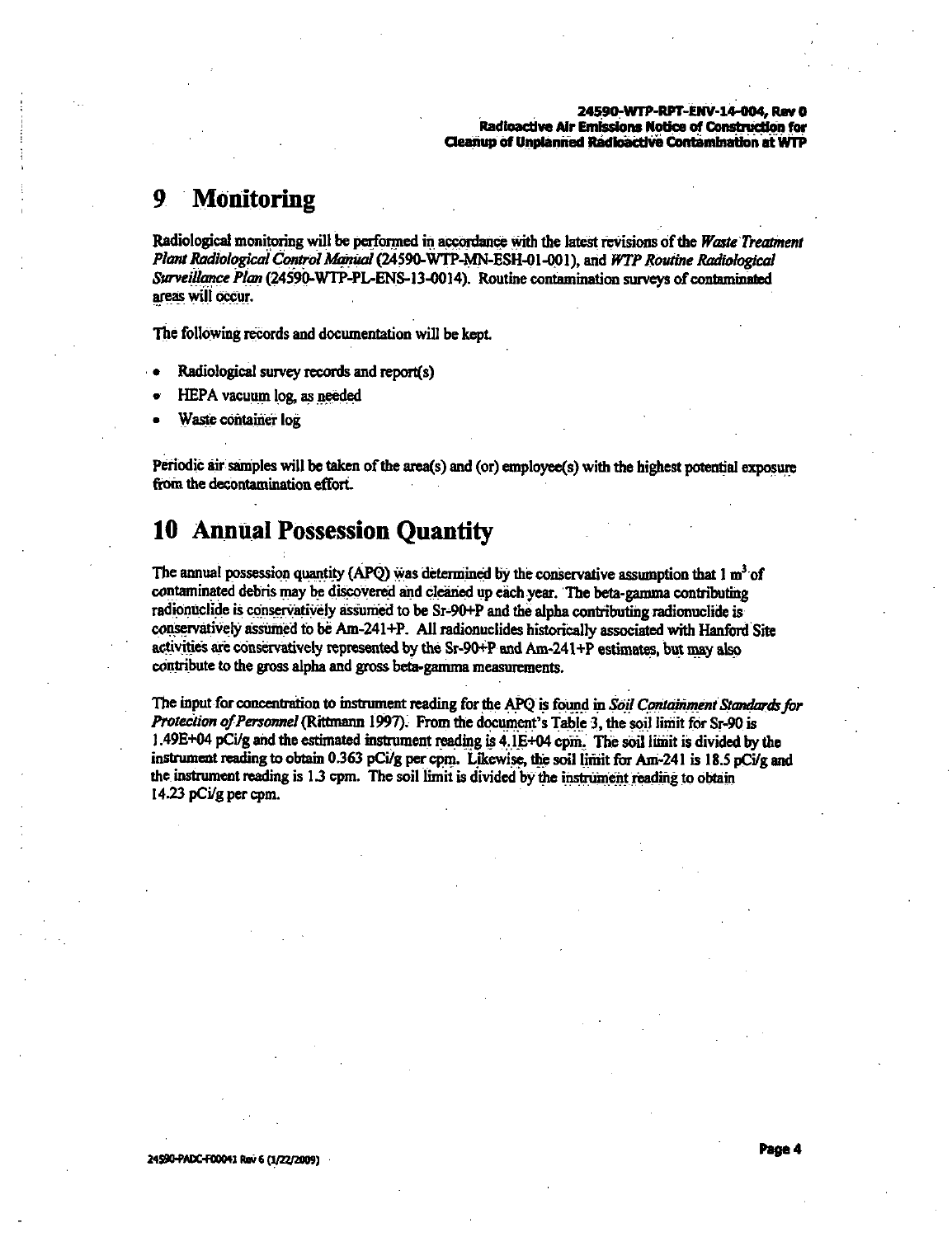# 9 Monitoring

Radiological monitoring will be performed in accordance with the latest revisions of the *Waste Treatment Plant Radiological Control Manual* (24590-WTP-MN-ESH-01-001), and *WTP Routine Radiological Surveillance Plan* (24590-WTP-PL-ENS-13-0014). Routine contamination surveys of contaminated areas will occur.

The following records and documentation will be kept.

- Radiological survey records and report(s)
- HEPA vacuum log, as needed
- Waste container log

Periodic air samples will be taken of the area(s) and (or) employee(s) with the highest potential exposure from the decontamination effort.

# 10 Annual Possession Quantity

The annual possession quantity (APQ) was determined by the conservative assumption that 1 $m^3$ of contaminated debris may be discovered and cleaned up each year. The beta-gamma contributing radionuclide is conservatively assumed to be Sr-90+P and the alpha contributing radionuclide is conservatively assumed to be Am-241+P. All radionuclides historically associated with Hanford Site activities are conservatively represented by the Sr-90+P and Am-241+P estimates, but may also contribute to the gross alpha and gross beta-gamma measurements.

The input for concentration to instrument reading for the APQ is found in *Soil Containment Standards for Protection of Personnel* (Rittmann 1997). From the document's Table 3, the soil limit for Sr-90 is 1.49E+04 pCi/g and the estimated instrument reading is 4.1E+04 cpm. The soil limit is divided by the instrument reading to obtain 0.363 pCi/g per cpm. Likewise, the soil limit for Am-241 is 18.5 pCi/g and the instrument reading is 1.3 cpm. The soil limit is divided by the instrument reading to obtain 14.23 pCi/g per cpm.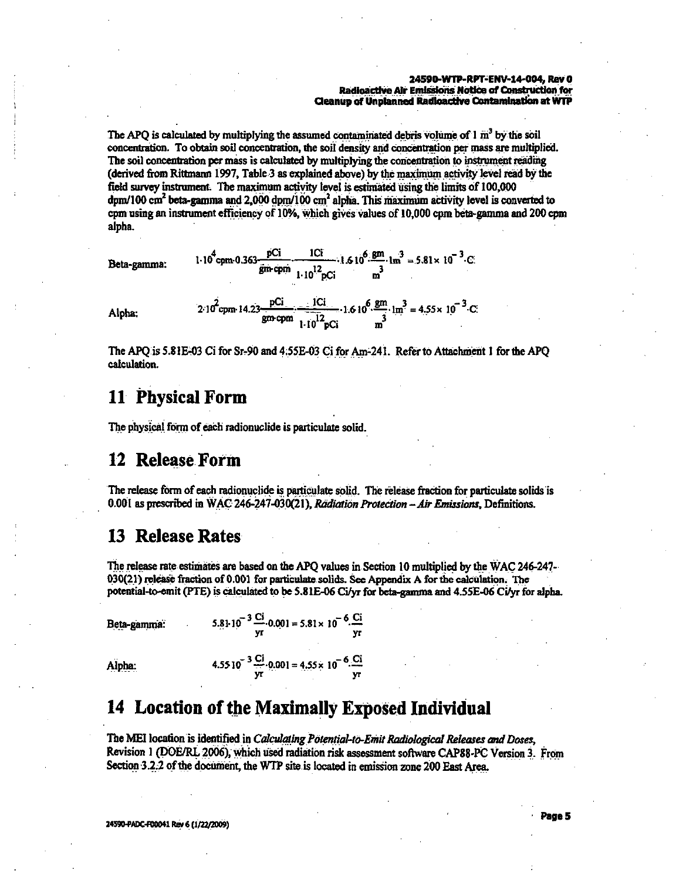The APQ is calculated by multiplying the assumed contaminated debris volume of 1 $m^3$ by the soil concentration. To obtain soil concentration, the soil density and concentration per mass are multiplied. The soil concentration per mass is calculated by multiplying the concentration to instrument reading (derived from Rittmann 1997, Table 3 as explained above) by the maximum activity level read by the field survey instrument. The maximum activity level is estimated using the limits of 100,000 dpm/100 $cm^2$ beta-gamma and 2,000 dpm/100 $cm^2$ alpha. This maximum activity level is converted to cpm using an instrument efficiency of 10%, which gives values of 10,000 cpm beta-gamma and 200 cpm alpha.

Beta-gamma:

$$1 \cdot 10^4 \text{cpm} \cdot 0.363 \frac{\text{pCi}}{\text{gm} \cdot \text{cpm}} \cdot \frac{1\text{Ci}}{1 \cdot 10^{12} \text{pCi}} \cdot 1.6 \cdot 10^6 \cdot \frac{\text{gm}}{\text{m}^3} \cdot 1\text{m}^3 = 5.81 \times 10^{-3} \cdot \text{C}$$

Alpha:

$$2 \cdot 10^2 \text{cpm} \cdot 14.23 \frac{\text{pCi}}{\text{gm} \cdot \text{cpm}} \cdot \frac{1\text{Ci}}{1 \cdot 10^{12} \text{pCi}} \cdot 1.6 \cdot 10^6 \cdot \frac{\text{gm}}{\text{m}^3} \cdot 1\text{m}^3 = 4.55 \times 10^{-3} \cdot \text{C}$$

The APQ is 5.81E-03 Ci for Sr-90 and 4.55E-03 Ci for Am-241. Refer to Attachment 1 for the APQ calculation.

# 11 Physical Form

The physical form of each radionuclide is particulate solid.

# 12 Release Form

The release form of each radionuclide is particulate solid. The release fraction for particulate solids is 0.001 as prescribed in WAC 246-247-030(21), *Radiation Protection – Air Emissions*, Definitions.

# 13 Release Rates

The release rate estimates are based on the APQ values in Section 10 multiplied by the WAC 246-247-030(21) release fraction of 0.001 for particulate solids. See Appendix A for the calculation. The potential-to-emit (PTE) is calculated to be 5.81E-06 Ci/yr for beta-gamma and 4.55E-06 Ci/yr for alpha.

Beta-gamma:

$$5.81 \cdot 10^{-3} \frac{\text{Ci}}{\text{yr}} \cdot 0.001 = 5.81 \times 10^{-6} \frac{\text{Ci}}{\text{yr}}$$

Alpha:

$$4.55 \cdot 10^{-3} \frac{\text{Ci}}{\text{yr}} \cdot 0.001 = 4.55 \times 10^{-6} \frac{\text{Ci}}{\text{yr}}$$

# 14 Location of the Maximally Exposed Individual

The MEI location is identified in *Calculating Potential-to-Emit Radiological Releases and Doses*, Revision 1 (DOE/RL 2006), which used radiation risk assessment software CAP88-PC Version 3. From Section 3.2.2 of the document, the WTP site is located in emission zone 200 East Area.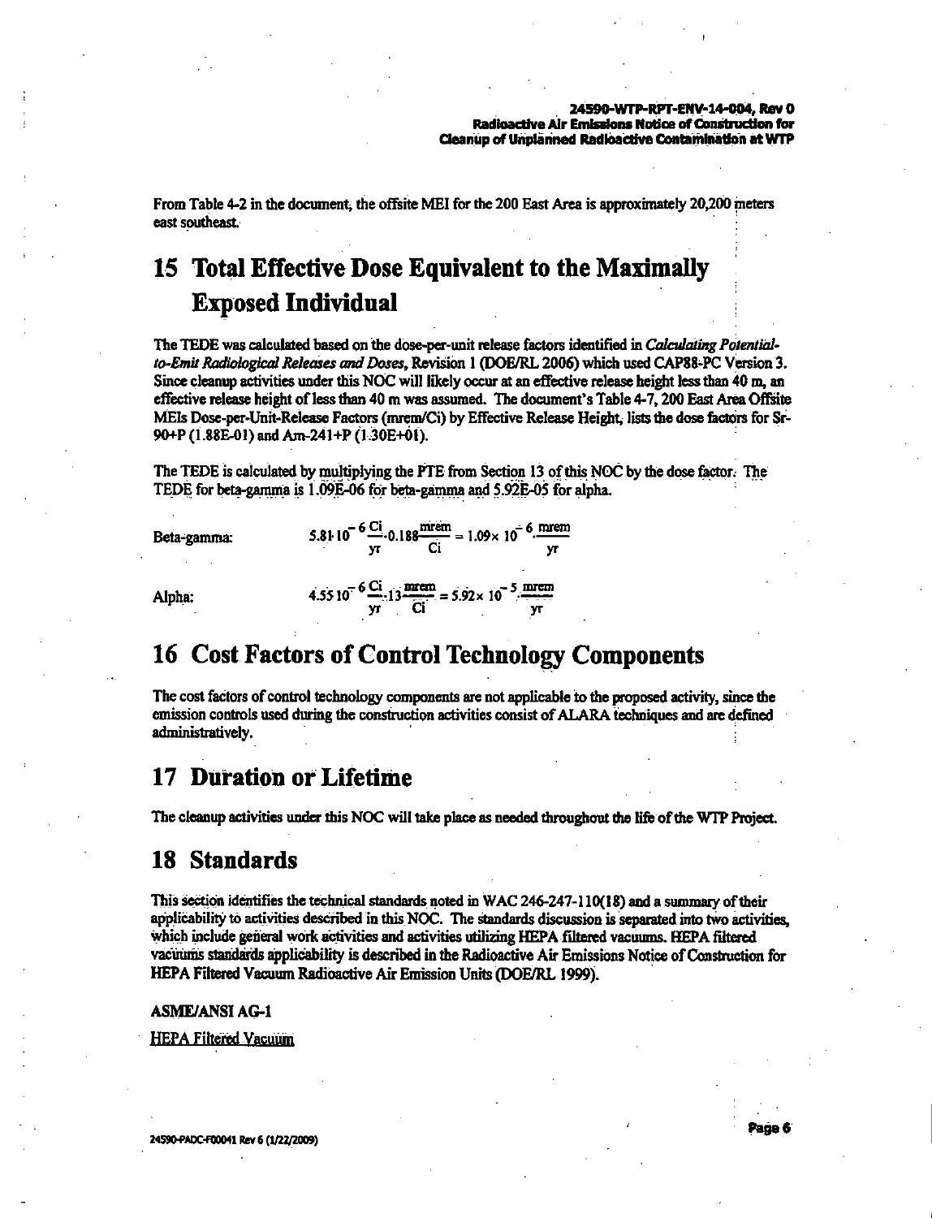From Table 4-2 in the document, the offsite MEI for the 200 East Area is approximately 20,200 meters east southeast.

# 15 Total Effective Dose Equivalent to the Maximally Exposed Individual

The TEDE was calculated based on the dose-per-unit release factors identified in *Calculating Potential-to-Emit Radiological Releases and Doses*, Revision 1 (DOE/RL 2006) which used CAP88-PC Version 3. Since cleanup activities under this NOC will likely occur at an effective release height less than 40 m, an effective release height of less than 40 m was assumed. The document's Table 4-7, 200 East Area Offsite MEIs Dose-per-Unit-Release Factors (mrem/Ci) by Effective Release Height, lists the dose factors for Sr-90+P (1.88E-01) and Am-241+P (1.30E+01).

The TEDE is calculated by multiplying the PTE from Section 13 of this NOC by the dose factor. The TEDE for beta-gamma is 1.09E-06 for beta-gamma and 5.92E-05 for alpha.

Beta-gamma:

$$5.81 \cdot 10^{-6} \frac{\text{Ci}}{\text{yr}} \cdot 0.188 \frac{\text{mrem}}{\text{Ci}} = 1.09 \times 10^{-6} \cdot \frac{\text{mrem}}{\text{yr}}$$

Alpha:

$$4.55 \cdot 10^{-6} \frac{\text{Ci}}{\text{yr}} \cdot 13 \frac{\text{mrem}}{\text{Ci}} = 5.92 \times 10^{-5} \cdot \frac{\text{mrem}}{\text{yr}}$$

# 16 Cost Factors of Control Technology Components

The cost factors of control technology components are not applicable to the proposed activity, since the emission controls used during the construction activities consist of ALARA techniques and are defined administratively.

# 17 Duration or Lifetime

The cleanup activities under this NOC will take place as needed throughout the life of the WTP Project.

# 18 Standards

This section identifies the technical standards noted in WAC 246-247-110(18) and a summary of their applicability to activities described in this NOC. The standards discussion is separated into two activities, which include general work activities and activities utilizing HEPA filtered vacuums. HEPA filtered vacuums standards applicability is described in the Radioactive Air Emissions Notice of Construction for HEPA Filtered Vacuum Radioactive Air Emission Units (DOE/RL 1999).

**ASME/ANSI AG-1**

HEPA Filtered Vacuum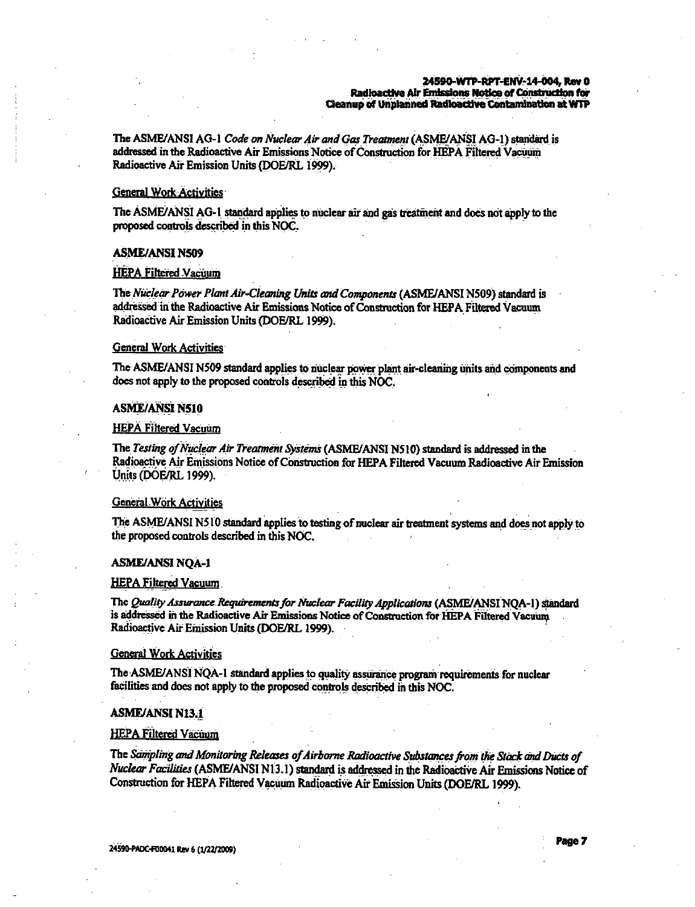The ASME/ANSI AG-1 *Code on Nuclear Air and Gas Treatment* (ASME/ANSI AG-1) standard is addressed in the Radioactive Air Emissions Notice of Construction for HEPA Filtered Vacuum Radioactive Air Emission Units (DOE/RL 1999).

<u>General Work Activities</u>

The ASME/ANSI AG-1 standard applies to nuclear air and gas treatment and does not apply to the proposed controls described in this NOC.

**ASME/ANSI N509**

<u>HEPA Filtered Vacuum</u>

The *Nuclear Power Plant Air-Cleaning Units and Components* (ASME/ANSI N509) standard is addressed in the Radioactive Air Emissions Notice of Construction for HEPA Filtered Vacuum Radioactive Air Emission Units (DOE/RL 1999).

<u>General Work Activities</u>

The ASME/ANSI N509 standard applies to nuclear power plant air-cleaning units and components and does not apply to the proposed controls described in this NOC.

**ASME/ANSI N510**

<u>HEPA Filtered Vacuum</u>

The *Testing of Nuclear Air Treatment Systems* (ASME/ANSI N510) standard is addressed in the Radioactive Air Emissions Notice of Construction for HEPA Filtered Vacuum Radioactive Air Emission Units (DOE/RL 1999).

<u>General Work Activities</u>

The ASME/ANSI N510 standard applies to testing of nuclear air treatment systems and does not apply to the proposed controls described in this NOC.

**ASME/ANSI NQA-1**

<u>HEPA Filtered Vacuum</u>

The *Quality Assurance Requirements for Nuclear Facility Applications* (ASME/ANSI NQA-1) standard is addressed in the Radioactive Air Emissions Notice of Construction for HEPA Filtered Vacuum Radioactive Air Emission Units (DOE/RL 1999).

<u>General Work Activities</u>

The ASME/ANSI NQA-1 standard applies to quality assurance program requirements for nuclear facilities and does not apply to the proposed controls described in this NOC.

**ASME/ANSI N13.1**

<u>HEPA Filtered Vacuum</u>

The *Sampling and Monitoring Releases of Airborne Radioactive Substances from the Stack and Ducts of Nuclear Facilities* (ASME/ANSI N13.1) standard is addressed in the Radioactive Air Emissions Notice of Construction for HEPA Filtered Vacuum Radioactive Air Emission Units (DOE/RL 1999).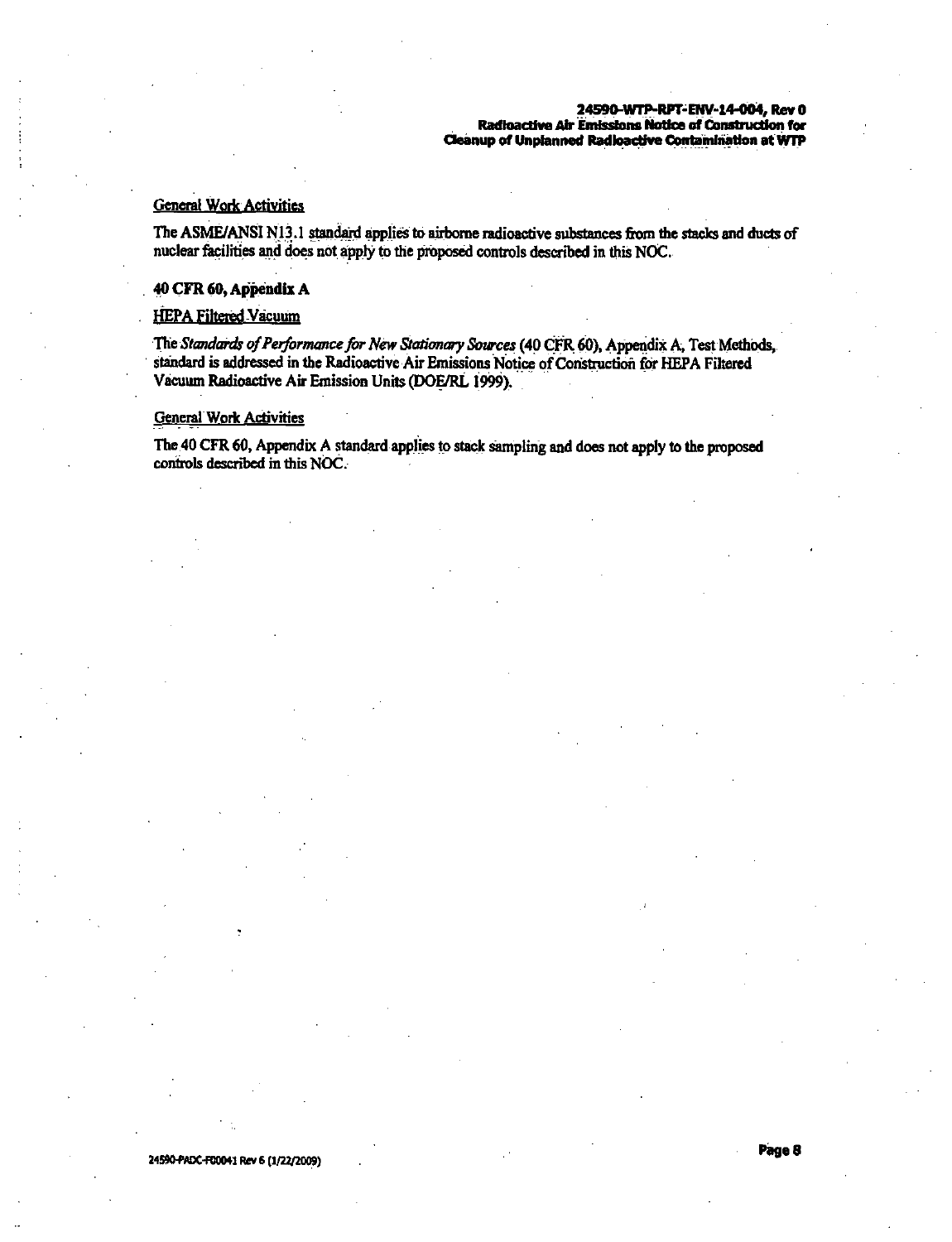General Work Activities

The ASME/ANSI N13.1 standard applies to airborne radioactive substances from the stacks and ducts of nuclear facilities and does not apply to the proposed controls described in this NOC.

**40 CFR 60, Appendix A**

HEPA Filtered Vacuum

The *Standards of Performance for New Stationary Sources* (40 CFR 60), Appendix A, Test Methods, standard is addressed in the Radioactive Air Emissions Notice of Construction for HEPA Filtered Vacuum Radioactive Air Emission Units (DOE/RL 1999).

General Work Activities

The 40 CFR 60, Appendix A standard applies to stack sampling and does not apply to the proposed controls described in this NOC.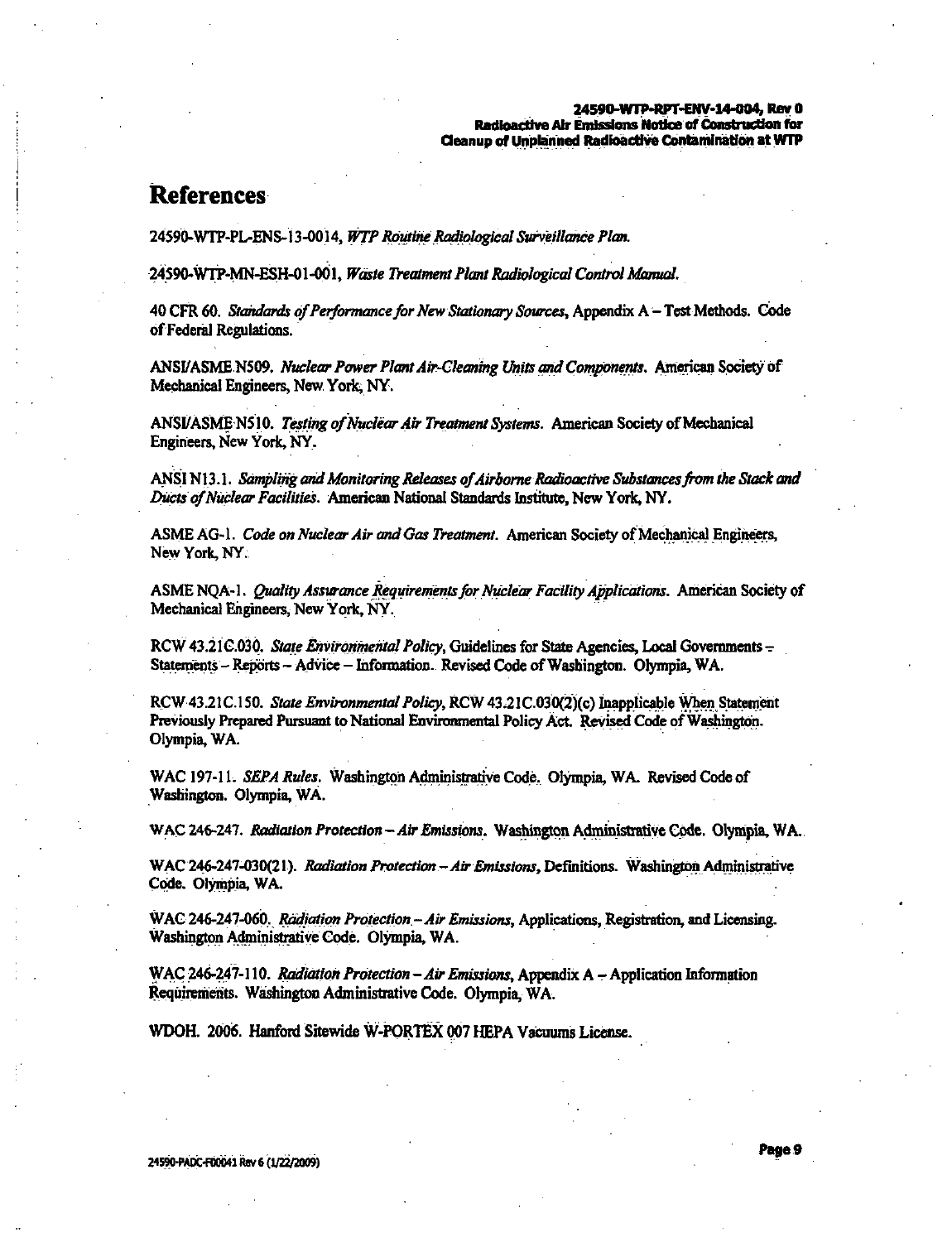# References

24590-WTP-PL-ENS-13-0014, *WTP Routine Radiological Surveillance Plan.*

24590-WTP-MN-ESH-01-001, *Waste Treatment Plant Radiological Control Manual.*

40 CFR 60. *Standards of Performance for New Stationary Sources*, Appendix A – Test Methods. Code of Federal Regulations.

ANSI/ASME N509. *Nuclear Power Plant Air-Cleaning Units and Components.* American Society of Mechanical Engineers, New York, NY.

ANSI/ASME N510. *Testing of Nuclear Air Treatment Systems.* American Society of Mechanical Engineers, New York, NY.

ANSI N13.1. *Sampling and Monitoring Releases of Airborne Radioactive Substances from the Stack and Ducts of Nuclear Facilities.* American National Standards Institute, New York, NY.

ASME AG-1. *Code on Nuclear Air and Gas Treatment.* American Society of Mechanical Engineers, New York, NY.

ASME NQA-1. *Quality Assurance Requirements for Nuclear Facility Applications.* American Society of Mechanical Engineers, New York, NY.

RCW 43.21C.030. *State Environmental Policy*, Guidelines for State Agencies, Local Governments – Statements – Reports – Advice – Information. Revised Code of Washington. Olympia, WA.

RCW 43.21C.150. *State Environmental Policy*, RCW 43.21C.030(2)(c) Inapplicable When Statement Previously Prepared Pursuant to National Environmental Policy Act. Revised Code of Washington. Olympia, WA.

WAC 197-11. *SEPA Rules.* Washington Administrative Code. Olympia, WA. Revised Code of Washington. Olympia, WA.

WAC 246-247. *Radiation Protection – Air Emissions.* Washington Administrative Code. Olympia, WA.

WAC 246-247-030(21). *Radiation Protection – Air Emissions*, Definitions. Washington Administrative Code. Olympia, WA.

WAC 246-247-060. *Radiation Protection – Air Emissions*, Applications, Registration, and Licensing. Washington Administrative Code. Olympia, WA.

WAC 246-247-110. *Radiation Protection – Air Emissions*, Appendix A – Application Information Requirements. Washington Administrative Code. Olympia, WA.

WDOH. 2006. Hanford Sitewide W-PORTEX 007 HEPA Vacuums License.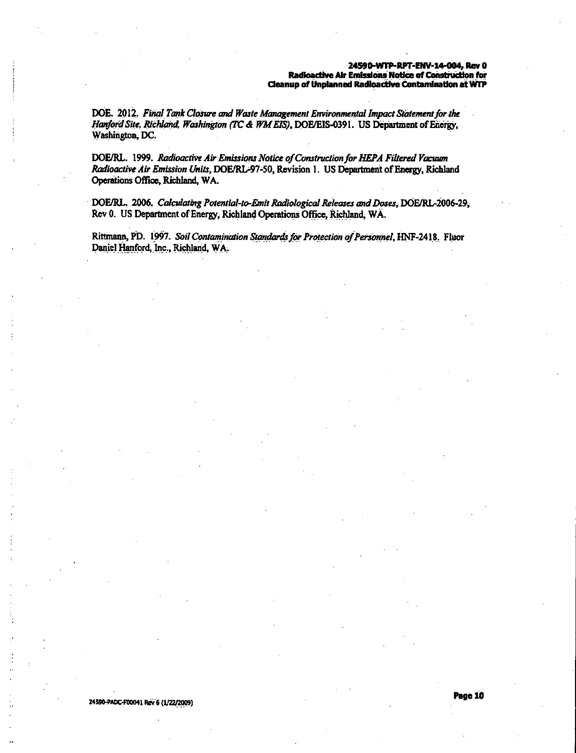DOE. 2012. *Final Tank Closure and Waste Management Environmental Impact Statement for the Hanford Site, Richland, Washington (TC & WM EIS)*, DOE/EIS-0391. US Department of Energy, Washington, DC.

DOE/RL. 1999. *Radioactive Air Emissions Notice of Construction for HEPA Filtered Vacuum Radioactive Air Emission Units*, DOE/RL-97-50, Revision 1. US Department of Energy, Richland Operations Office, Richland, WA.

DOE/RL. 2006. *Calculating Potential-to-Emit Radiological Releases and Doses*, DOE/RL-2006-29, Rev 0. US Department of Energy, Richland Operations Office, Richland, WA.

Rittmann, PD. 1997. *Soil Contamination Standards for Protection of Personnel*, HNF-2418. Fluor Daniel Hanford, Inc., Richland, WA.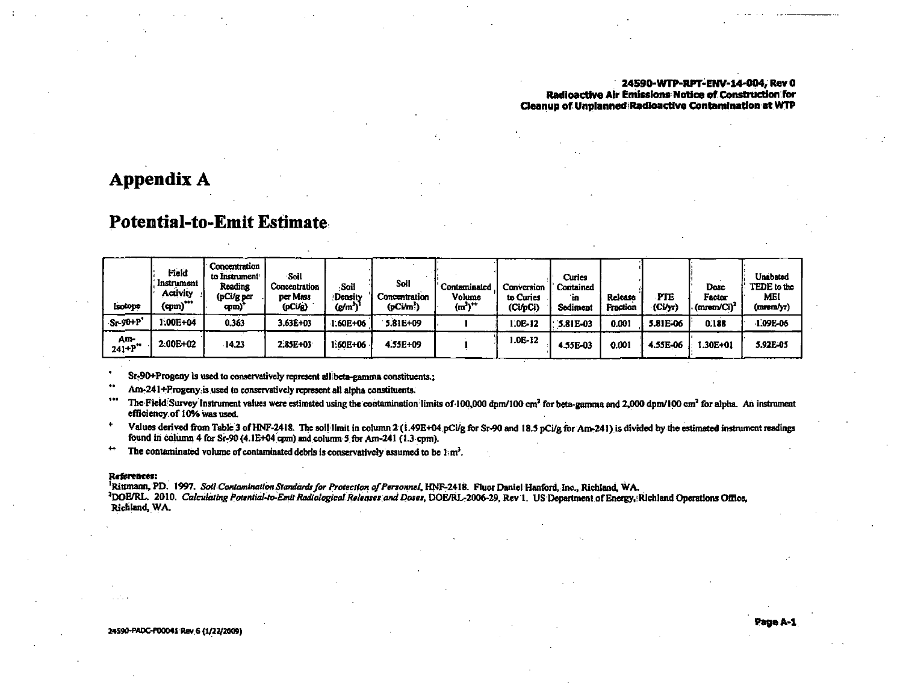# Appendix A

## Potential-to-Emit Estimate

| Isotope | Field Instrument Activity (cpm)*** | Concentration to Instrument Reading (pCi/g per cpm)+ | Soil Concentration per Mass (pCi/g) | Soil Density (g/m$^3$)[1] | Soil Concentration (pCi/m$^3$) | Contaminated Volume (m$^3$)++ | Conversion to Curies (Ci/pCi) | Curies Contained in Sediment | Release Fraction | PTE (Ci/yr) | Dose Factor (mrem/Ci)[2] | Unabated TEDE to the MEI (mrem/yr) |
|---|---|---|---|---|---|---|---|---|---|---|---|---|
| Sr-90+P* | 1.00E+04 | 0.363 | 3.63E+03 | 1.60E+06 | 5.81E+09 | 1 | 1.0E-12 | 5.81E-03 | 0.001 | 5.81E-06 | 0.188 | 1.09E-06 |
| Am-241+P** | 2.00E+02 | 14.23 | 2.85E+03 | 1.60E+06 | 4.55E+09 | 1 | 1.0E-12 | 4.55E-03 | 0.001 | 4.55E-06 | 1.30E+01 | 5.92E-05 |

\* Sr-90+Progeny is used to conservatively represent all beta-gamma constituents.;

\** Am-241+Progeny is used to conservatively represent all alpha constituents.

\*** The Field Survey Instrument values were estimated using the contamination limits of 100,000 dpm/100 cm$^2$ for beta-gamma and 2,000 dpm/100 cm$^2$ for alpha. An instrument efficiency of 10% was used.

\+ Values derived from Table 3 of HNF-2418. The soil limit in column 2 (1.49E+04 pCi/g for Sr-90 and 18.5 pCi/g for Am-241) is divided by the estimated instrument readings found in column 4 for Sr-90 (4.1E+04 cpm) and column 5 for Am-241 (1.3 cpm).

\++ The contaminated volume of contaminated debris is conservatively assumed to be 1 m$^3$.

**References:**

[1]Rittmann, PD. 1997. *Soil Contamination Standards for Protection of Personnel*, HNF-2418. Fluor Daniel Hanford, Inc., Richland, WA.

[2]DOE/RL. 2010. *Calculating Potential-to-Emit Radiological Releases and Doses*, DOE/RL-2006-29, Rev 1. US Department of Energy, Richland Operations Office, Richland, WA.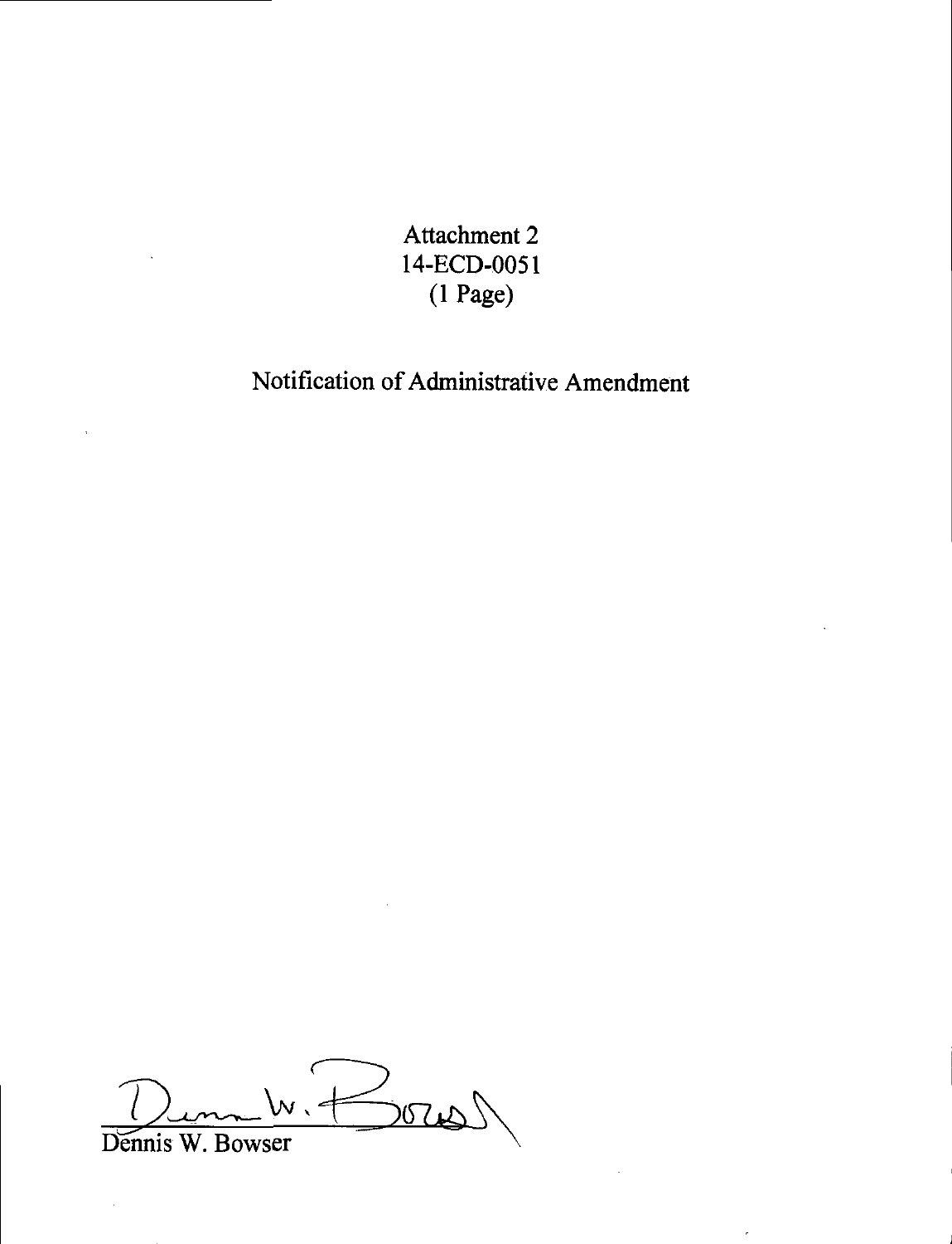Attachment 2
14-ECD-0051
(1 Page)

Notification of Administrative Amendment

Dennis W. Bowser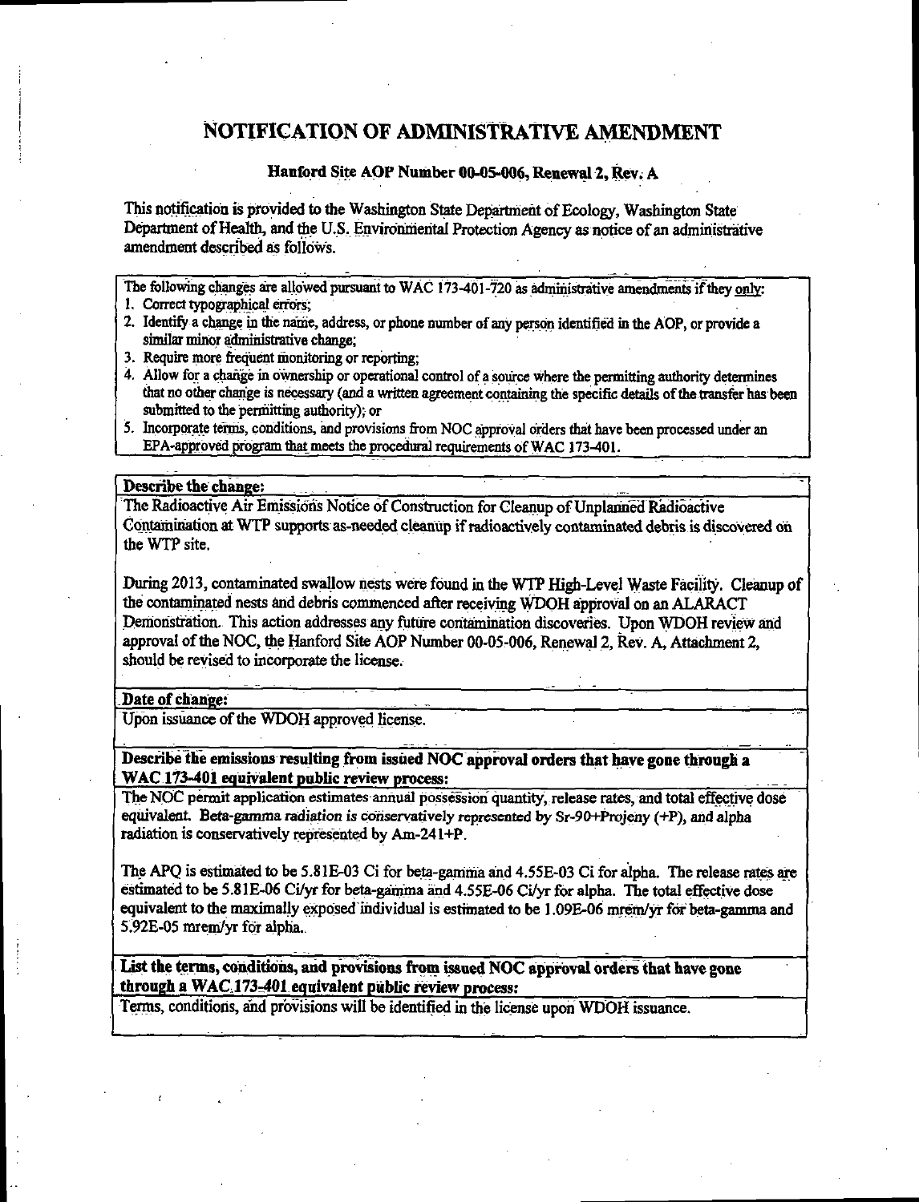# NOTIFICATION OF ADMINISTRATIVE AMENDMENT

**Hanford Site AOP Number 00-05-006, Renewal 2, Rev. A**

This notification is provided to the Washington State Department of Ecology, Washington State Department of Health, and the U.S. Environmental Protection Agency as notice of an administrative amendment described as follows.

The following changes are allowed pursuant to WAC 173-401-720 as administrative amendments if they only:

1. Correct typographical errors;
2. Identify a change in the name, address, or phone number of any person identified in the AOP, or provide a similar minor administrative change;
3. Require more frequent monitoring or reporting;
4. Allow for a change in ownership or operational control of a source where the permitting authority determines that no other change is necessary (and a written agreement containing the specific details of the transfer has been submitted to the permitting authority); or
5. Incorporate terms, conditions, and provisions from NOC approval orders that have been processed under an EPA-approved program that meets the procedural requirements of WAC 173-401.

**Describe the change:**

The Radioactive Air Emissions Notice of Construction for Cleanup of Unplanned Radioactive Contamination at WTP supports as-needed cleanup if radioactively contaminated debris is discovered on the WTP site.

During 2013, contaminated swallow nests were found in the WTP High-Level Waste Facility. Cleanup of the contaminated nests and debris commenced after receiving WDOH approval on an ALARACT Demonstration. This action addresses any future contamination discoveries. Upon WDOH review and approval of the NOC, the Hanford Site AOP Number 00-05-006, Renewal 2, Rev. A, Attachment 2, should be revised to incorporate the license.

**Date of change:**

Upon issuance of the WDOH approved license.

**Describe the emissions resulting from issued NOC approval orders that have gone through a WAC 173-401 equivalent public review process:**

The NOC permit application estimates annual possession quantity, release rates, and total effective dose equivalent. Beta-gamma radiation is conservatively represented by Sr-90+Projeny (+P), and alpha radiation is conservatively represented by Am-241+P.

The APQ is estimated to be 5.81E-03 Ci for beta-gamma and 4.55E-03 Ci for alpha. The release rates are estimated to be 5.81E-06 Ci/yr for beta-gamma and 4.55E-06 Ci/yr for alpha. The total effective dose equivalent to the maximally exposed individual is estimated to be 1.09E-06 mrem/yr for beta-gamma and 5.92E-05 mrem/yr for alpha.

**List the terms, conditions, and provisions from issued NOC approval orders that have gone through a WAC 173-401 equivalent public review process:**

Terms, conditions, and provisions will be identified in the license upon WDOH issuance.